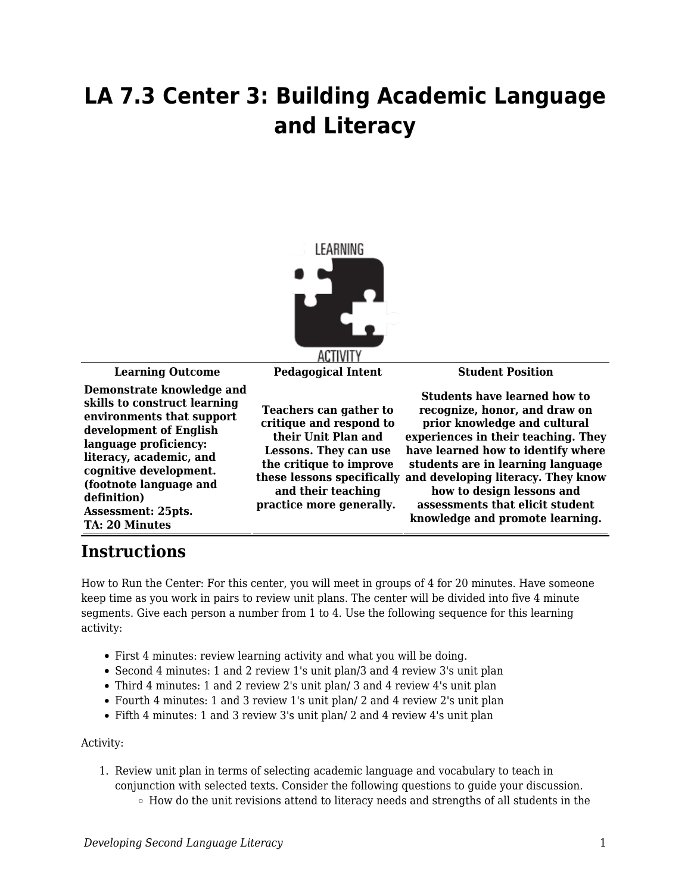# LA 7.3 Center 3: Building Academic Language and Literacy

| Learning Outcome | Pedagogical Intent | Student Position |
|---|---|---|
| **Demonstrate knowledge and skills to construct learning environments that support development of English language proficiency: literacy, academic, and cognitive development. (footnote language and definition)**<br>**Assessment: 25pts.**<br>**TA: 20 Minutes** | **Teachers can gather to critique and respond to their Unit Plan and Lessons. They can use the critique to improve these lessons specifically and their teaching practice more generally.** | **Students have learned how to recognize, honor, and draw on prior knowledge and cultural experiences in their teaching. They have learned how to identify where students are in learning language and developing literacy. They know how to design lessons and assessments that elicit student knowledge and promote learning.** |

## Instructions

How to Run the Center: For this center, you will meet in groups of 4 for 20 minutes. Have someone keep time as you work in pairs to review unit plans. The center will be divided into five 4 minute segments. Give each person a number from 1 to 4. Use the following sequence for this learning activity:

- First 4 minutes: review learning activity and what you will be doing.
- Second 4 minutes: 1 and 2 review 1's unit plan/3 and 4 review 3's unit plan
- Third 4 minutes: 1 and 2 review 2's unit plan/ 3 and 4 review 4's unit plan
- Fourth 4 minutes: 1 and 3 review 1's unit plan/ 2 and 4 review 2's unit plan
- Fifth 4 minutes: 1 and 3 review 3's unit plan/ 2 and 4 review 4's unit plan

Activity:

1. Review unit plan in terms of selecting academic language and vocabulary to teach in conjunction with selected texts. Consider the following questions to guide your discussion.
    - How do the unit revisions attend to literacy needs and strengths of all students in the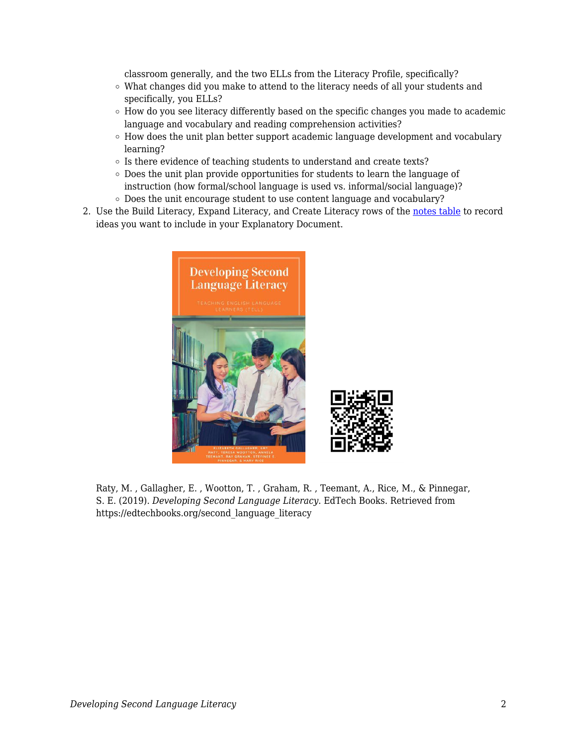classroom generally, and the two ELLs from the Literacy Profile, specifically?

  - What changes did you make to attend to the literacy needs of all your students and specifically, you ELLs?
  - How do you see literacy differently based on the specific changes you made to academic language and vocabulary and reading comprehension activities?
  - How does the unit plan better support academic language development and vocabulary learning?
  - Is there evidence of teaching students to understand and create texts?
  - Does the unit plan provide opportunities for students to learn the language of instruction (how formal/school language is used vs. informal/social language)?
  - Does the unit encourage student to use content language and vocabulary?

2. Use the Build Literacy, Expand Literacy, and Create Literacy rows of the [notes table]() to record ideas you want to include in your Explanatory Document.

Raty, M. , Gallagher, E. , Wootton, T. , Graham, R. , Teemant, A., Rice, M., & Pinnegar, S. E. (2019). *Developing Second Language Literacy*. EdTech Books. Retrieved from https://edtechbooks.org/second_language_literacy